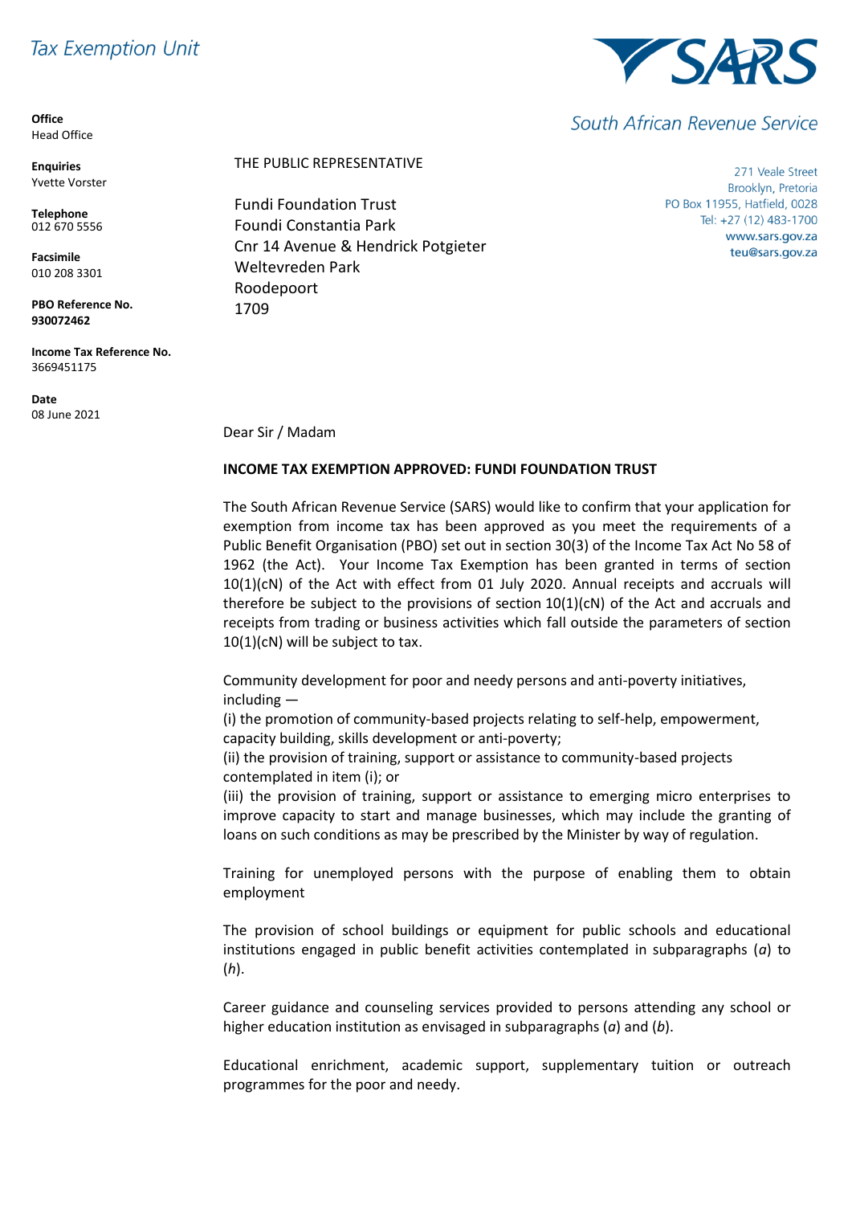Tax Exemption Unit

**SARS**

South African Revenue Service

**Office**
Head Office

**Enquiries**
Yvette Vorster

**Telephone**
012 670 5556

**Facsimile**
010 208 3301

**PBO Reference No.**
**930072462**

**Income Tax Reference No.**
3669451175

**Date**
08 June 2021

271 Veale Street
Brooklyn, Pretoria
PO Box 11955, Hatfield, 0028
Tel: +27 (12) 483-1700
www.sars.gov.za
teu@sars.gov.za

THE PUBLIC REPRESENTATIVE

Fundi Foundation Trust
Foundi Constantia Park
Cnr 14 Avenue & Hendrick Potgieter
Weltevreden Park
Roodepoort
1709

Dear Sir / Madam

**INCOME TAX EXEMPTION APPROVED: FUNDI FOUNDATION TRUST**

The South African Revenue Service (SARS) would like to confirm that your application for exemption from income tax has been approved as you meet the requirements of a Public Benefit Organisation (PBO) set out in section 30(3) of the Income Tax Act No 58 of 1962 (the Act). Your Income Tax Exemption has been granted in terms of section 10(1)(cN) of the Act with effect from 01 July 2020. Annual receipts and accruals will therefore be subject to the provisions of section 10(1)(cN) of the Act and accruals and receipts from trading or business activities which fall outside the parameters of section 10(1)(cN) will be subject to tax.

Community development for poor and needy persons and anti-poverty initiatives, including —
(i) the promotion of community-based projects relating to self-help, empowerment, capacity building, skills development or anti-poverty;
(ii) the provision of training, support or assistance to community-based projects contemplated in item (i); or
(iii) the provision of training, support or assistance to emerging micro enterprises to improve capacity to start and manage businesses, which may include the granting of loans on such conditions as may be prescribed by the Minister by way of regulation.

Training for unemployed persons with the purpose of enabling them to obtain employment

The provision of school buildings or equipment for public schools and educational institutions engaged in public benefit activities contemplated in subparagraphs (*a*) to (*h*).

Career guidance and counseling services provided to persons attending any school or higher education institution as envisaged in subparagraphs (*a*) and (*b*).

Educational enrichment, academic support, supplementary tuition or outreach programmes for the poor and needy.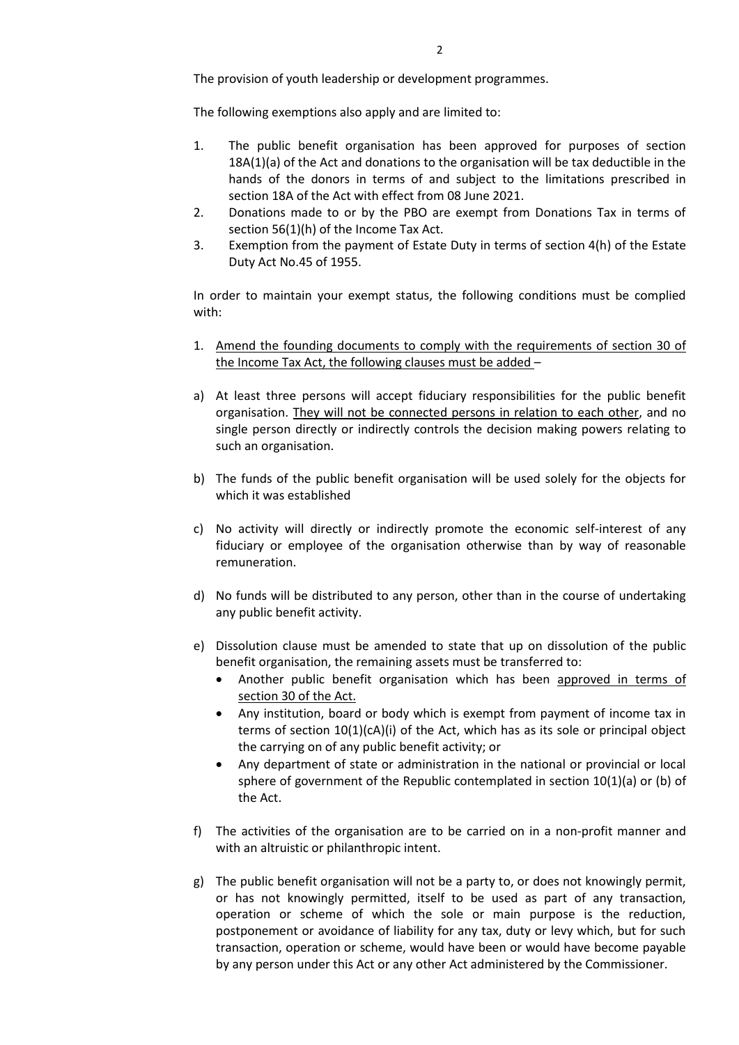The provision of youth leadership or development programmes.

The following exemptions also apply and are limited to:

1. The public benefit organisation has been approved for purposes of section 18A(1)(a) of the Act and donations to the organisation will be tax deductible in the hands of the donors in terms of and subject to the limitations prescribed in section 18A of the Act with effect from 08 June 2021.
2. Donations made to or by the PBO are exempt from Donations Tax in terms of section 56(1)(h) of the Income Tax Act.
3. Exemption from the payment of Estate Duty in terms of section 4(h) of the Estate Duty Act No.45 of 1955.

In order to maintain your exempt status, the following conditions must be complied with:

1. <u>Amend the founding documents to comply with the requirements of section 30 of the Income Tax Act, the following clauses must be added</u> –

a) At least three persons will accept fiduciary responsibilities for the public benefit organisation. <u>They will not be connected persons in relation to each other</u>, and no single person directly or indirectly controls the decision making powers relating to such an organisation.

b) The funds of the public benefit organisation will be used solely for the objects for which it was established

c) No activity will directly or indirectly promote the economic self-interest of any fiduciary or employee of the organisation otherwise than by way of reasonable remuneration.

d) No funds will be distributed to any person, other than in the course of undertaking any public benefit activity.

e) Dissolution clause must be amended to state that up on dissolution of the public benefit organisation, the remaining assets must be transferred to:
   - Another public benefit organisation which has been <u>approved in terms of section 30 of the Act.</u>
   - Any institution, board or body which is exempt from payment of income tax in terms of section 10(1)(cA)(i) of the Act, which has as its sole or principal object the carrying on of any public benefit activity; or
   - Any department of state or administration in the national or provincial or local sphere of government of the Republic contemplated in section 10(1)(a) or (b) of the Act.

f) The activities of the organisation are to be carried on in a non-profit manner and with an altruistic or philanthropic intent.

g) The public benefit organisation will not be a party to, or does not knowingly permit, or has not knowingly permitted, itself to be used as part of any transaction, operation or scheme of which the sole or main purpose is the reduction, postponement or avoidance of liability for any tax, duty or levy which, but for such transaction, operation or scheme, would have been or would have become payable by any person under this Act or any other Act administered by the Commissioner.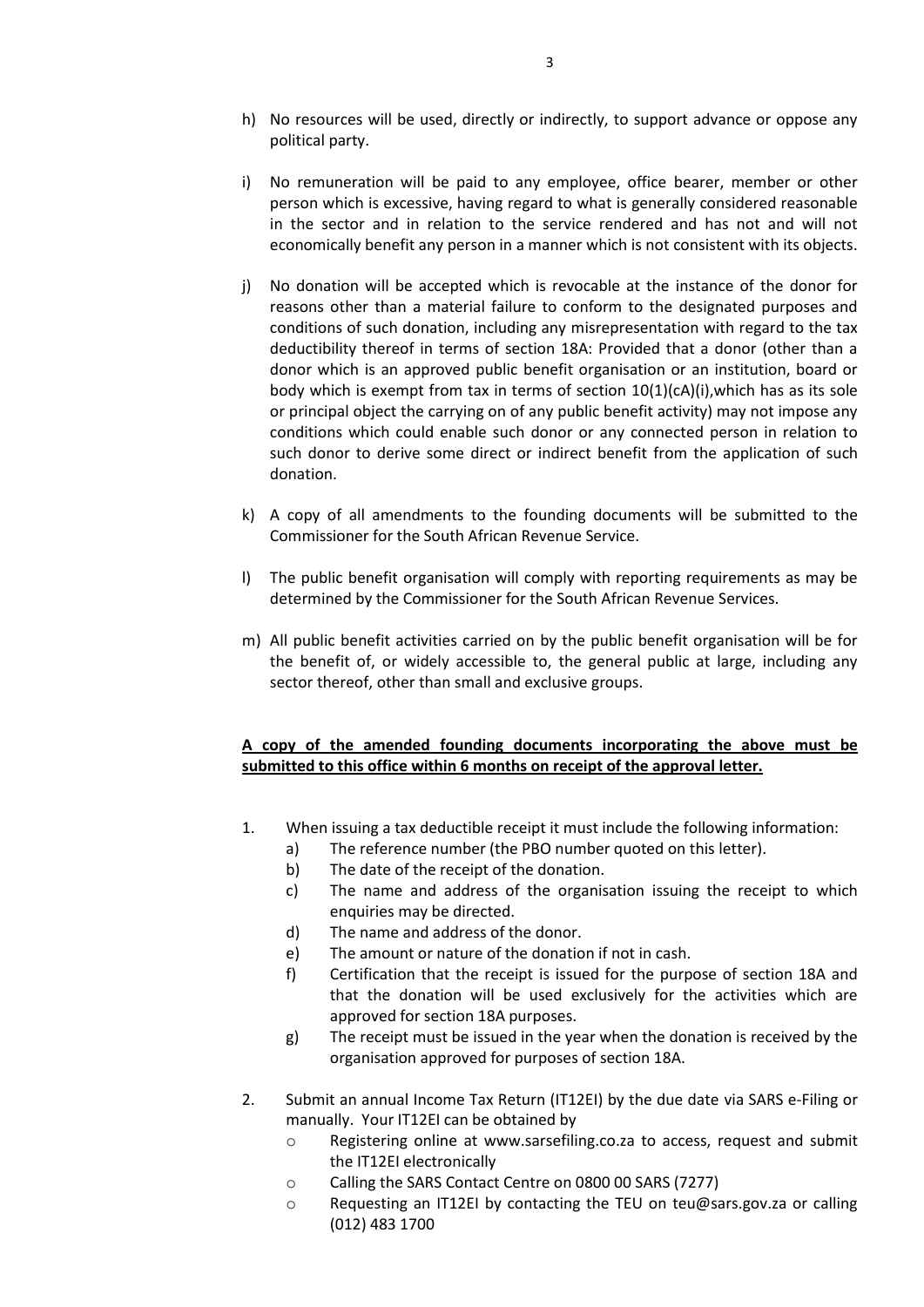h) No resources will be used, directly or indirectly, to support advance or oppose any political party.

i) No remuneration will be paid to any employee, office bearer, member or other person which is excessive, having regard to what is generally considered reasonable in the sector and in relation to the service rendered and has not and will not economically benefit any person in a manner which is not consistent with its objects.

j) No donation will be accepted which is revocable at the instance of the donor for reasons other than a material failure to conform to the designated purposes and conditions of such donation, including any misrepresentation with regard to the tax deductibility thereof in terms of section 18A: Provided that a donor (other than a donor which is an approved public benefit organisation or an institution, board or body which is exempt from tax in terms of section 10(1)(cA)(i),which has as its sole or principal object the carrying on of any public benefit activity) may not impose any conditions which could enable such donor or any connected person in relation to such donor to derive some direct or indirect benefit from the application of such donation.

k) A copy of all amendments to the founding documents will be submitted to the Commissioner for the South African Revenue Service.

l) The public benefit organisation will comply with reporting requirements as may be determined by the Commissioner for the South African Revenue Services.

m) All public benefit activities carried on by the public benefit organisation will be for the benefit of, or widely accessible to, the general public at large, including any sector thereof, other than small and exclusive groups.

**<u>A copy of the amended founding documents incorporating the above must be submitted to this office within 6 months on receipt of the approval letter.</u>**

1. When issuing a tax deductible receipt it must include the following information:
   a) The reference number (the PBO number quoted on this letter).
   b) The date of the receipt of the donation.
   c) The name and address of the organisation issuing the receipt to which enquiries may be directed.
   d) The name and address of the donor.
   e) The amount or nature of the donation if not in cash.
   f) Certification that the receipt is issued for the purpose of section 18A and that the donation will be used exclusively for the activities which are approved for section 18A purposes.
   g) The receipt must be issued in the year when the donation is received by the organisation approved for purposes of section 18A.

2. Submit an annual Income Tax Return (IT12EI) by the due date via SARS e-Filing or manually. Your IT12EI can be obtained by
   - Registering online at www.sarsefiling.co.za to access, request and submit the IT12EI electronically
   - Calling the SARS Contact Centre on 0800 00 SARS (7277)
   - Requesting an IT12EI by contacting the TEU on teu@sars.gov.za or calling (012) 483 1700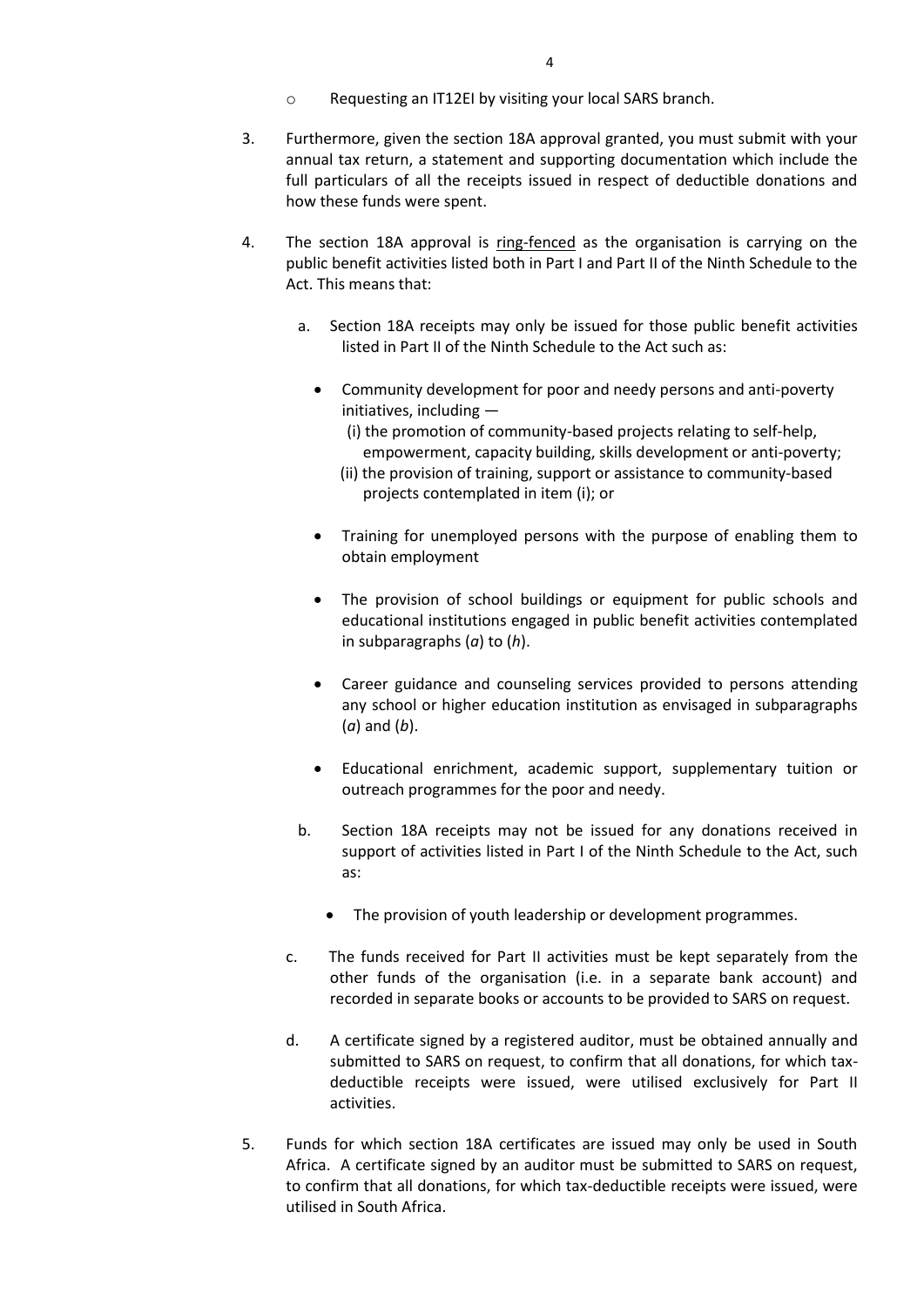- Requesting an IT12EI by visiting your local SARS branch.

3. Furthermore, given the section 18A approval granted, you must submit with your annual tax return, a statement and supporting documentation which include the full particulars of all the receipts issued in respect of deductible donations and how these funds were spent.

4. The section 18A approval is <u>ring-fenced</u> as the organisation is carrying on the public benefit activities listed both in Part I and Part II of the Ninth Schedule to the Act. This means that:

   a. Section 18A receipts may only be issued for those public benefit activities listed in Part II of the Ninth Schedule to the Act such as:

      - Community development for poor and needy persons and anti-poverty initiatives, including —
        (i) the promotion of community-based projects relating to self-help, empowerment, capacity building, skills development or anti-poverty;
        (ii) the provision of training, support or assistance to community-based projects contemplated in item (i); or

      - Training for unemployed persons with the purpose of enabling them to obtain employment

      - The provision of school buildings or equipment for public schools and educational institutions engaged in public benefit activities contemplated in subparagraphs (*a*) to (*h*).

      - Career guidance and counseling services provided to persons attending any school or higher education institution as envisaged in subparagraphs (*a*) and (*b*).

      - Educational enrichment, academic support, supplementary tuition or outreach programmes for the poor and needy.

   b. Section 18A receipts may not be issued for any donations received in support of activities listed in Part I of the Ninth Schedule to the Act, such as:

      - The provision of youth leadership or development programmes.

   c. The funds received for Part II activities must be kept separately from the other funds of the organisation (i.e. in a separate bank account) and recorded in separate books or accounts to be provided to SARS on request.

   d. A certificate signed by a registered auditor, must be obtained annually and submitted to SARS on request, to confirm that all donations, for which tax-deductible receipts were issued, were utilised exclusively for Part II activities.

5. Funds for which section 18A certificates are issued may only be used in South Africa. A certificate signed by an auditor must be submitted to SARS on request, to confirm that all donations, for which tax-deductible receipts were issued, were utilised in South Africa.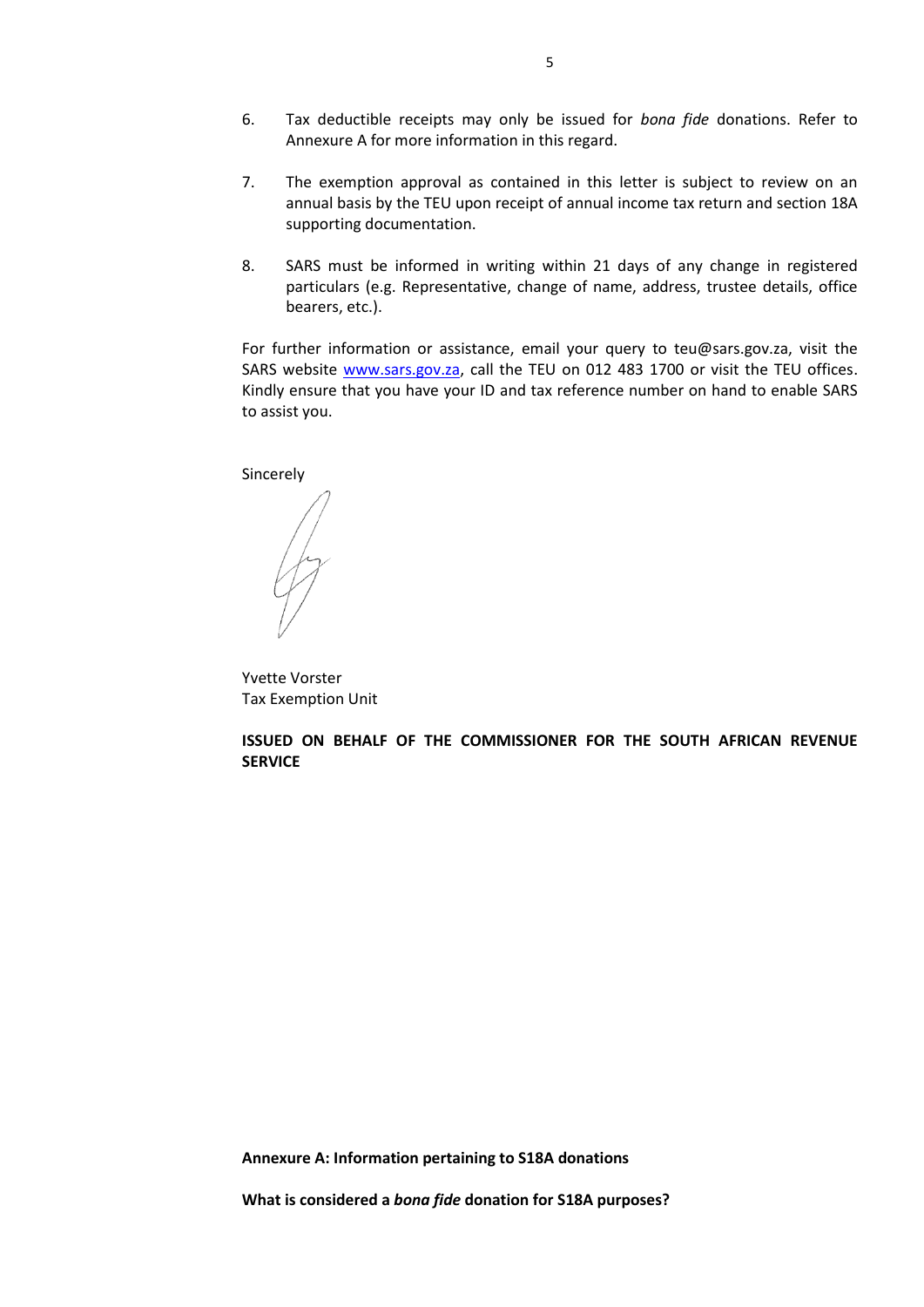6. Tax deductible receipts may only be issued for *bona fide* donations. Refer to Annexure A for more information in this regard.

7. The exemption approval as contained in this letter is subject to review on an annual basis by the TEU upon receipt of annual income tax return and section 18A supporting documentation.

8. SARS must be informed in writing within 21 days of any change in registered particulars (e.g. Representative, change of name, address, trustee details, office bearers, etc.).

For further information or assistance, email your query to teu@sars.gov.za, visit the SARS website [www.sars.gov.za](http://www.sars.gov.za), call the TEU on 012 483 1700 or visit the TEU offices. Kindly ensure that you have your ID and tax reference number on hand to enable SARS to assist you.

Sincerely

Yvette Vorster
Tax Exemption Unit

**ISSUED ON BEHALF OF THE COMMISSIONER FOR THE SOUTH AFRICAN REVENUE SERVICE**

**Annexure A: Information pertaining to S18A donations**

**What is considered a *bona fide* donation for S18A purposes?**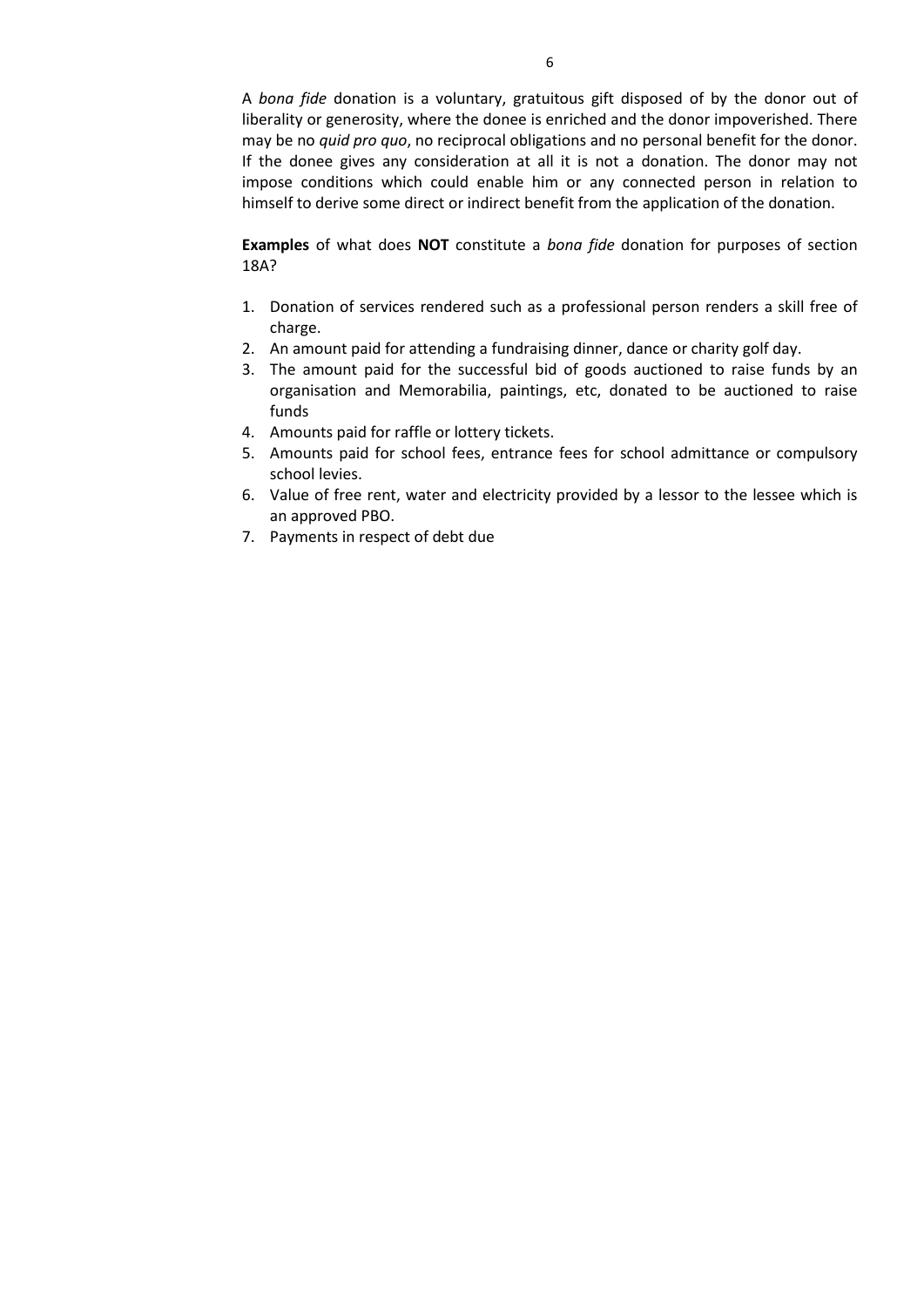A *bona fide* donation is a voluntary, gratuitous gift disposed of by the donor out of liberality or generosity, where the donee is enriched and the donor impoverished. There may be no *quid pro quo*, no reciprocal obligations and no personal benefit for the donor. If the donee gives any consideration at all it is not a donation. The donor may not impose conditions which could enable him or any connected person in relation to himself to derive some direct or indirect benefit from the application of the donation.

**Examples** of what does **NOT** constitute a *bona fide* donation for purposes of section 18A?

1. Donation of services rendered such as a professional person renders a skill free of charge.
2. An amount paid for attending a fundraising dinner, dance or charity golf day.
3. The amount paid for the successful bid of goods auctioned to raise funds by an organisation and Memorabilia, paintings, etc, donated to be auctioned to raise funds
4. Amounts paid for raffle or lottery tickets.
5. Amounts paid for school fees, entrance fees for school admittance or compulsory school levies.
6. Value of free rent, water and electricity provided by a lessor to the lessee which is an approved PBO.
7. Payments in respect of debt due